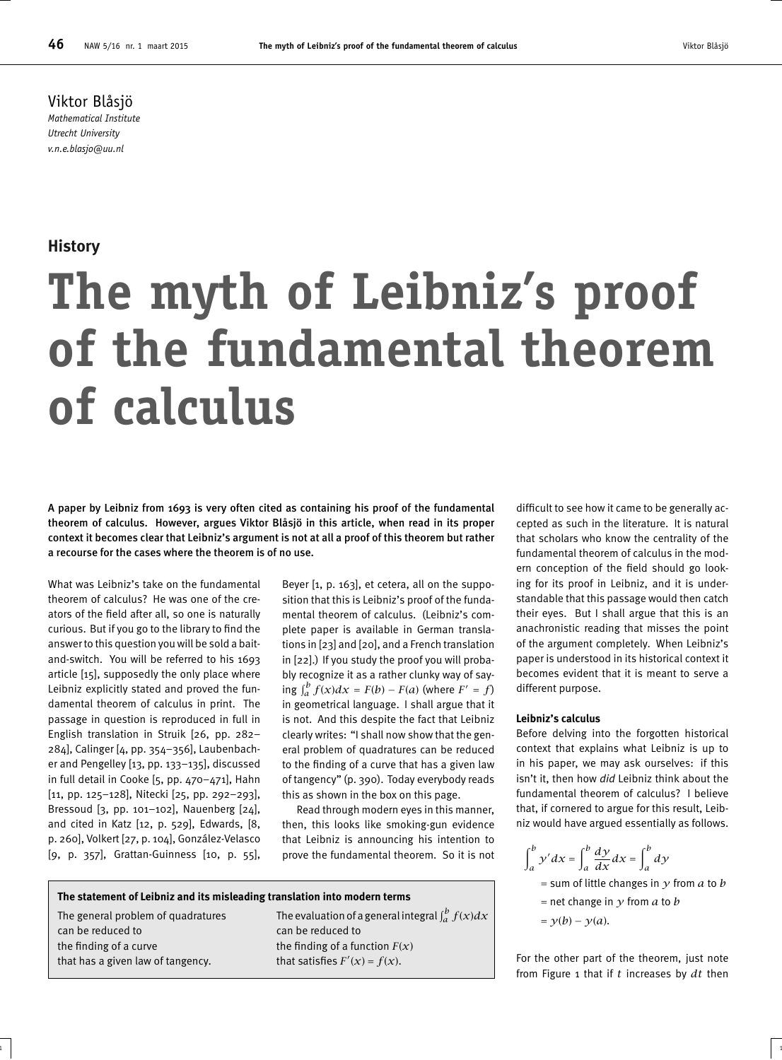Viktor Blåsjö
*Mathematical Institute*
*Utrecht University*
*v.n.e.blasjo@uu.nl*

## History

# The myth of Leibniz's proof of the fundamental theorem of calculus

**A paper by Leibniz from 1693 is very often cited as containing his proof of the fundamental theorem of calculus. However, argues Viktor Blåsjö in this article, when read in its proper context it becomes clear that Leibniz's argument is not at all a proof of this theorem but rather a recourse for the cases where the theorem is of no use.**

What was Leibniz's take on the fundamental theorem of calculus? He was one of the creators of the field after all, so one is naturally curious. But if you go to the library to find the answer to this question you will be sold a bait-and-switch. You will be referred to his 1693 article [15], supposedly the only place where Leibniz explicitly stated and proved the fundamental theorem of calculus in print. The passage in question is reproduced in full in English translation in Struik [26, pp. 282–284], Calinger [4, pp. 354–356], Laubenbacher and Pengelley [13, pp. 133–135], discussed in full detail in Cooke [5, pp. 470–471], Hahn [11, pp. 125–128], Nitecki [25, pp. 292–293], Bressoud [3, pp. 101–102], Nauenberg [24], and cited in Katz [12, p. 529], Edwards, [8, p. 260], Volkert [27, p. 104], González-Velasco [9, p. 357], Grattan-Guinness [10, p. 55], Beyer [1, p. 163], et cetera, all on the supposition that this is Leibniz's proof of the fundamental theorem of calculus. (Leibniz's complete paper is available in German translations in [23] and [20], and a French translation in [22].) If you study the proof you will probably recognize it as a rather clunky way of saying $\int_a^b f(x)dx = F(b) - F(a)$ (where $F' = f$) in geometrical language. I shall argue that it is not. And this despite the fact that Leibniz clearly writes: "I shall now show that the general problem of quadratures can be reduced to the finding of a curve that has a given law of tangency" (p. 390). Today everybody reads this as shown in the box on this page.

Read through modern eyes in this manner, then, this looks like smoking-gun evidence that Leibniz is announcing his intention to prove the fundamental theorem. So it is not difficult to see how it came to be generally accepted as such in the literature. It is natural that scholars who know the centrality of the fundamental theorem of calculus in the modern conception of the field should go looking for its proof in Leibniz, and it is understandable that this passage would then catch their eyes. But I shall argue that this is an anachronistic reading that misses the point of the argument completely. When Leibniz's paper is understood in its historical context it becomes evident that it is meant to serve a different purpose.

**The statement of Leibniz and its misleading translation into modern terms**

| | |
|---|---|
| The general problem of quadratures | The evaluation of a general integral $\int_a^b f(x)dx$ |
| can be reduced to | can be reduced to |
| the finding of a curve | the finding of a function $F(x)$ |
| that has a given law of tangency. | that satisfies $F'(x) = f(x)$. |

### Leibniz's calculus

Before delving into the forgotten historical context that explains what Leibniz is up to in his paper, we may ask ourselves: if this isn't it, then how *did* Leibniz think about the fundamental theorem of calculus? I believe that, if cornered to argue for this result, Leibniz would have argued essentially as follows.

$$
\begin{aligned}
\int_a^b y'\,dx &= \int_a^b \frac{dy}{dx}dx = \int_a^b dy \\
&= \text{sum of little changes in } y \text{ from } a \text{ to } b \\
&= \text{net change in } y \text{ from } a \text{ to } b \\
&= y(b) - y(a).
\end{aligned}
$$

For the other part of the theorem, just note from Figure 1 that if $t$ increases by $dt$ then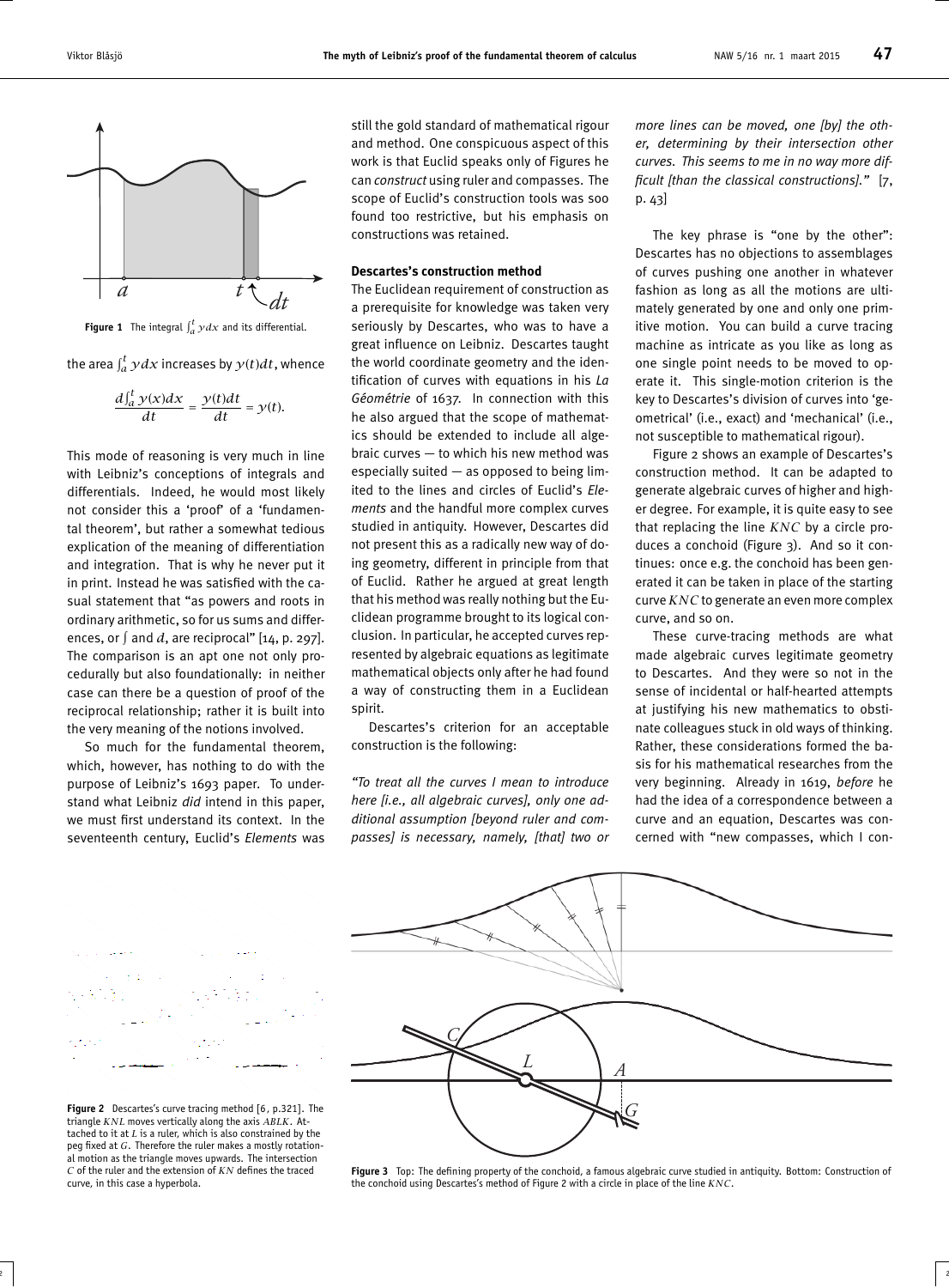Figure 1 The integral $\int_a^t y dx$ and its differential.

the area $\int_a^t y dx$ increases by $y(t)dt$, whence

$$\frac{d\int_a^t y(x)dx}{dt} = \frac{y(t)dt}{dt} = y(t).$$

This mode of reasoning is very much in line with Leibniz's conceptions of integrals and differentials. Indeed, he would most likely not consider this a 'proof' of a 'fundamental theorem', but rather a somewhat tedious explication of the meaning of differentiation and integration. That is why he never put it in print. Instead he was satisfied with the casual statement that "as powers and roots in ordinary arithmetic, so for us sums and differences, or $\int$ and $d$, are reciprocal" [14, p. 297]. The comparison is an apt one not only procedurally but also foundationally: in neither case can there be a question of proof of the reciprocal relationship; rather it is built into the very meaning of the notions involved.

So much for the fundamental theorem, which, however, has nothing to do with the purpose of Leibniz's 1693 paper. To understand what Leibniz *did* intend in this paper, we must first understand its context. In the seventeenth century, Euclid's *Elements* was still the gold standard of mathematical rigour and method. One conspicuous aspect of this work is that Euclid speaks only of Figures he can *construct* using ruler and compasses. The scope of Euclid's construction tools was soo found too restrictive, but his emphasis on constructions was retained.

### Descartes's construction method

The Euclidean requirement of construction as a prerequisite for knowledge was taken very seriously by Descartes, who was to have a great influence on Leibniz. Descartes taught the world coordinate geometry and the identification of curves with equations in his *La Géométrie* of 1637. In connection with this he also argued that the scope of mathematics should be extended to include all algebraic curves — to which his new method was especially suited — as opposed to being limited to the lines and circles of Euclid's *Elements* and the handful more complex curves studied in antiquity. However, Descartes did not present this as a radically new way of doing geometry, different in principle from that of Euclid. Rather he argued at great length that his method was really nothing but the Euclidean programme brought to its logical conclusion. In particular, he accepted curves represented by algebraic equations as legitimate mathematical objects only after he had found a way of constructing them in a Euclidean spirit.

Descartes's criterion for an acceptable construction is the following:

*"To treat all the curves I mean to introduce here [i.e., all algebraic curves], only one additional assumption [beyond ruler and compasses] is necessary, namely, [that] two or more lines can be moved, one [by] the other, determining by their intersection other curves. This seems to me in no way more difficult [than the classical constructions]."* [7, p. 43]

The key phrase is "one by the other": Descartes has no objections to assemblages of curves pushing one another in whatever fashion as long as all the motions are ultimately generated by one and only one primitive motion. You can build a curve tracing machine as intricate as you like as long as one single point needs to be moved to operate it. This single-motion criterion is the key to Descartes's division of curves into 'geometrical' (i.e., exact) and 'mechanical' (i.e., not susceptible to mathematical rigour).

Figure 2 shows an example of Descartes's construction method. It can be adapted to generate algebraic curves of higher and higher degree. For example, it is quite easy to see that replacing the line $KNC$ by a circle produces a conchoid (Figure 3). And so it continues: once e.g. the conchoid has been generated it can be taken in place of the starting curve $KNC$ to generate an even more complex curve, and so on.

These curve-tracing methods are what made algebraic curves legitimate geometry to Descartes. And they were so not in the sense of incidental or half-hearted attempts at justifying his new mathematics to obstinate colleagues stuck in old ways of thinking. Rather, these considerations formed the basis for his mathematical researches from the very beginning. Already in 1619, *before* he had the idea of a correspondence between a curve and an equation, Descartes was concerned with "new compasses, which I con-

Figure 2 Descartes's curve tracing method [6, p.321]. The triangle $KNL$ moves vertically along the axis $ABLK$. Attached to it at $L$ is a ruler, which is also constrained by the peg fixed at $G$. Therefore the ruler makes a mostly rotational motion as the triangle moves upwards. The intersection $C$ of the ruler and the extension of $KN$ defines the traced curve, in this case a hyperbola.

Figure 3 Top: The defining property of the conchoid, a famous algebraic curve studied in antiquity. Bottom: Construction of the conchoid using Descartes's method of Figure 2 with a circle in place of the line $KNC$.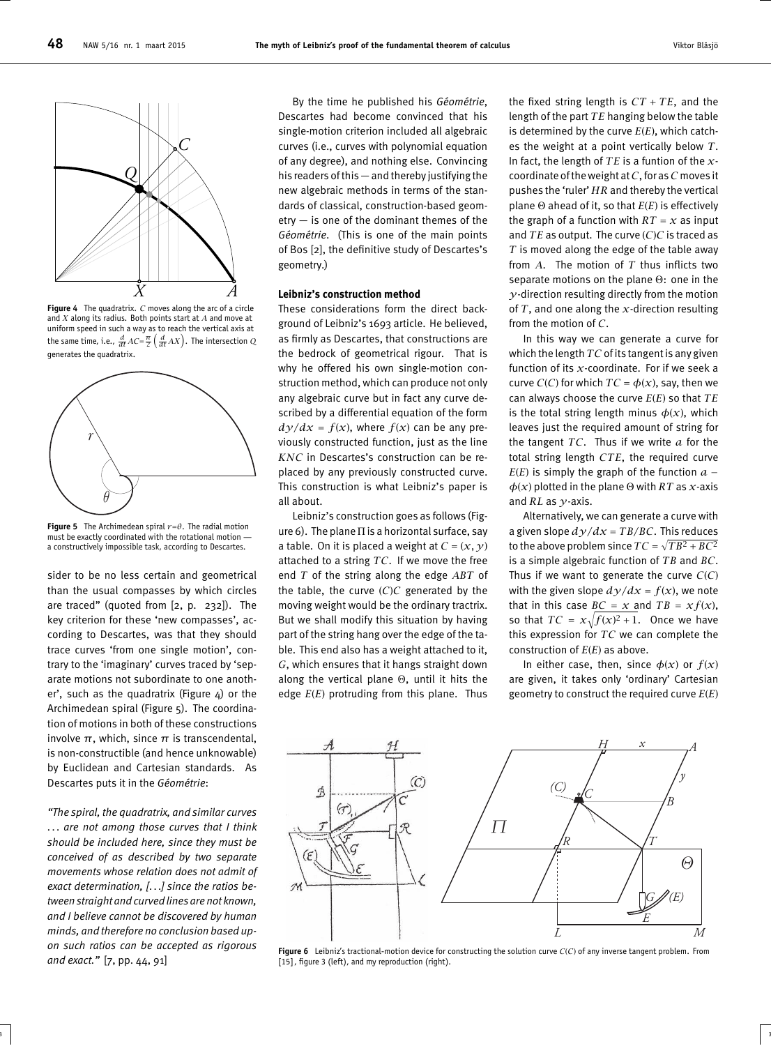**Figure 4** The quadratrix. $C$ moves along the arc of a circle and $X$ along its radius. Both points start at $A$ and move at uniform speed in such a way as to reach the vertical axis at the same time, i.e., $\frac{d}{dt}AC = \frac{\pi}{2}\left(\frac{d}{dt}AX\right)$. The intersection $Q$ generates the quadratrix.

**Figure 5** The Archimedean spiral $r=\theta$. The radial motion must be exactly coordinated with the rotational motion — a constructively impossible task, according to Descartes.

sider to be no less certain and geometrical than the usual compasses by which circles are traced" (quoted from [2, p. 232]). The key criterion for these 'new compasses', according to Descartes, was that they should trace curves 'from one single motion', contrary to the 'imaginary' curves traced by 'separate motions not subordinate to one another', such as the quadratrix (Figure 4) or the Archimedean spiral (Figure 5). The coordination of motions in both of these constructions involve $\pi$, which, since $\pi$ is transcendental, is non-constructible (and hence unknowable) by Euclidean and Cartesian standards. As Descartes puts it in the *Géométrie*:

*"The spiral, the quadratrix, and similar curves ... are not among those curves that I think should be included here, since they must be conceived of as described by two separate movements whose relation does not admit of exact determination, [...] since the ratios between straight and curved lines are not known, and I believe cannot be discovered by human minds, and therefore no conclusion based upon such ratios can be accepted as rigorous and exact."* [7, pp. 44, 91]

By the time he published his *Géométrie*, Descartes had become convinced that his single-motion criterion included all algebraic curves (i.e., curves with polynomial equation of any degree), and nothing else. Convincing his readers of this — and thereby justifying the new algebraic methods in terms of the standards of classical, construction-based geometry — is one of the dominant themes of the *Géométrie*. (This is one of the main points of Bos [2], the definitive study of Descartes's geometry.)

### Leibniz's construction method

These considerations form the direct background of Leibniz's 1693 article. He believed, as firmly as Descartes, that constructions are the bedrock of geometrical rigour. That is why he offered his own single-motion construction method, which can produce not only any algebraic curve but in fact any curve described by a differential equation of the form $dy/dx = f(x)$, where $f(x)$ can be any previously constructed function, just as the line $KNC$ in Descartes's construction can be replaced by any previously constructed curve. This construction is what Leibniz's paper is all about.

Leibniz's construction goes as follows (Figure 6). The plane $\Pi$ is a horizontal surface, say a table. On it is placed a weight at $C = (x, y)$ attached to a string $TC$. If we move the free end $T$ of the string along the edge $ABT$ of the table, the curve $(C)C$ generated by the moving weight would be the ordinary tractrix. But we shall modify this situation by having part of the string hang over the edge of the table. This end also has a weight attached to it, $G$, which ensures that it hangs straight down along the vertical plane $\Theta$, until it hits the edge $E(E)$ protruding from this plane. Thus the fixed string length is $CT + TE$, and the length of the part $TE$ hanging below the table is determined by the curve $E(E)$, which catches the weight at a point vertically below $T$. In fact, the length of $TE$ is a funtion of the $x$-coordinate of the weight at $C$, for as $C$ moves it pushes the 'ruler' $HR$ and thereby the vertical plane $\Theta$ ahead of it, so that $E(E)$ is effectively the graph of a function with $RT = x$ as input and $TE$ as output. The curve $(C)C$ is traced as $T$ is moved along the edge of the table away from $A$. The motion of $T$ thus inflicts two separate motions on the plane $\Theta$: one in the $y$-direction resulting directly from the motion of $T$, and one along the $x$-direction resulting from the motion of $C$.

In this way we can generate a curve for which the length $TC$ of its tangent is any given function of its $x$-coordinate. For if we seek a curve $C(C)$ for which $TC = \phi(x)$, say, then we can always choose the curve $E(E)$ so that $TE$ is the total string length minus $\phi(x)$, which leaves just the required amount of string for the tangent $TC$. Thus if we write $a$ for the total string length $CTE$, the required curve $E(E)$ is simply the graph of the function $a - \phi(x)$ plotted in the plane $\Theta$ with $RT$ as $x$-axis and $RL$ as $y$-axis.

Alternatively, we can generate a curve with a given slope $dy/dx = TB/BC$. This reduces to the above problem since $TC = \sqrt{TB^2 + BC^2}$ is a simple algebraic function of $TB$ and $BC$. Thus if we want to generate the curve $C(C)$ with the given slope $dy/dx = f(x)$, we note that in this case $BC = x$ and $TB = xf(x)$, so that $TC = x\sqrt{f(x)^2 + 1}$. Once we have this expression for $TC$ we can complete the construction of $E(E)$ as above.

In either case, then, since $\phi(x)$ or $f(x)$ are given, it takes only 'ordinary' Cartesian geometry to construct the required curve $E(E)$

**Figure 6** Leibniz's tractional-motion device for constructing the solution curve $C(C)$ of any inverse tangent problem. From [15], figure 3 (left), and my reproduction (right).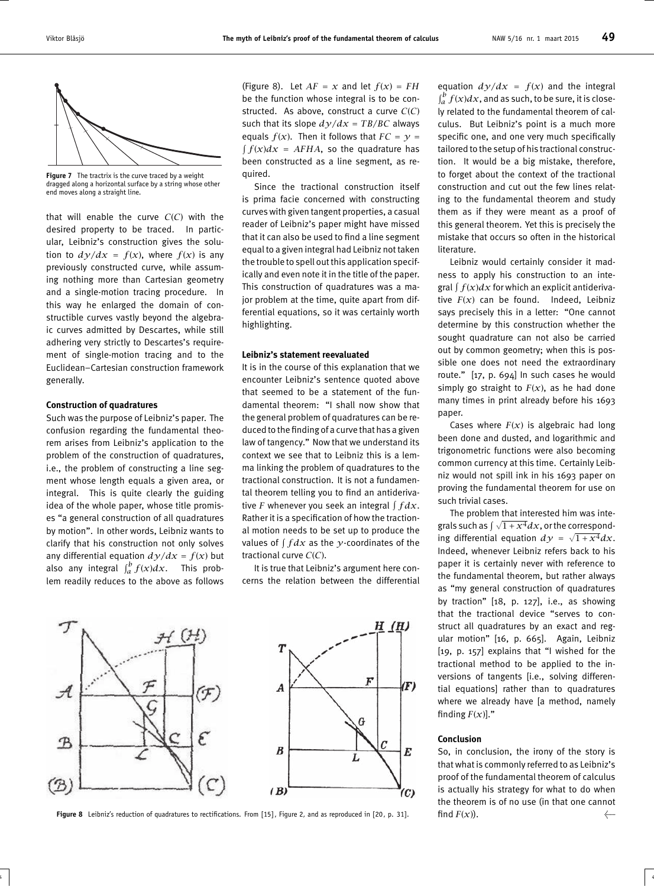Figure 7 The tractrix is the curve traced by a weight dragged along a horizontal surface by a string whose other end moves along a straight line.

that will enable the curve $C(C)$ with the desired property to be traced. In particular, Leibniz's construction gives the solution to $dy/dx = f(x)$, where $f(x)$ is any previously constructed curve, while assuming nothing more than Cartesian geometry and a single-motion tracing procedure. In this way he enlarged the domain of constructible curves vastly beyond the algebraic curves admitted by Descartes, while still adhering very strictly to Descartes's requirement of single-motion tracing and to the Euclidean–Cartesian construction framework generally.

### Construction of quadratures

Such was the purpose of Leibniz's paper. The confusion regarding the fundamental theorem arises from Leibniz's application to the problem of the construction of quadratures, i.e., the problem of constructing a line segment whose length equals a given area, or integral. This is quite clearly the guiding idea of the whole paper, whose title promises "a general construction of all quadratures by motion". In other words, Leibniz wants to clarify that his construction not only solves any differential equation $dy/dx = f(x)$ but also any integral $\int_a^b f(x)dx$. This problem readily reduces to the above as follows (Figure 8). Let $AF = x$ and let $f(x) = FH$ be the function whose integral is to be constructed. As above, construct a curve $C(C)$ such that its slope $dy/dx = TB/BC$ always equals $f(x)$. Then it follows that $FC = y = \int f(x)dx = AFHA$, so the quadrature has been constructed as a line segment, as required.

Since the tractional construction itself is prima facie concerned with constructing curves with given tangent properties, a casual reader of Leibniz's paper might have missed that it can also be used to find a line segment equal to a given integral had Leibniz not taken the trouble to spell out this application specifically and even note it in the title of the paper. This construction of quadratures was a major problem at the time, quite apart from differential equations, so it was certainly worth highlighting.

### Leibniz's statement reevaluated

It is in the course of this explanation that we encounter Leibniz's sentence quoted above that seemed to be a statement of the fundamental theorem: "I shall now show that the general problem of quadratures can be reduced to the finding of a curve that has a given law of tangency." Now that we understand its context we see that to Leibniz this is a lemma linking the problem of quadratures to the tractional construction. It is not a fundamental theorem telling you to find an antiderivative $F$ whenever you seek an integral $\int f dx$. Rather it is a specification of how the tractional motion needs to be set up to produce the values of $\int f dx$ as the $y$-coordinates of the tractional curve $C(C)$.

It is true that Leibniz's argument here concerns the relation between the differential equation $dy/dx = f(x)$ and the integral $\int_a^b f(x)dx$, and as such, to be sure, it is closely related to the fundamental theorem of calculus. But Leibniz's point is a much more specific one, and one very much specifically tailored to the setup of his tractional construction. It would be a big mistake, therefore, to forget about the context of the tractional construction and cut out the few lines relating to the fundamental theorem and study them as if they were meant as a proof of this general theorem. Yet this is precisely the mistake that occurs so often in the historical literature.

Leibniz would certainly consider it madness to apply his construction to an integral $\int f(x)dx$ for which an explicit antiderivative $F(x)$ can be found. Indeed, Leibniz says precisely this in a letter: "One cannot determine by this construction whether the sought quadrature can not also be carried out by common geometry; when this is possible one does not need the extraordinary route." [17, p. 694] In such cases he would simply go straight to $F(x)$, as he had done many times in print already before his 1693 paper.

Cases where $F(x)$ is algebraic had long been done and dusted, and logarithmic and trigonometric functions were also becoming common currency at this time. Certainly Leibniz would not spill ink in his 1693 paper on proving the fundamental theorem for use on such trivial cases.

The problem that interested him was integrals such as $\int \sqrt{1+x^4}dx$, or the corresponding differential equation $dy = \sqrt{1+x^4}dx$. Indeed, whenever Leibniz refers back to his paper it is certainly never with reference to the fundamental theorem, but rather always as "my general construction of quadratures by traction" [18, p. 127], i.e., as showing that the tractional device "serves to construct all quadratures by an exact and regular motion" [16, p. 665]. Again, Leibniz [19, p. 157] explains that "I wished for the tractional method to be applied to the inversions of tangents [i.e., solving differential equations] rather than to quadratures where we already have [a method, namely finding $F(x)$]."

### Conclusion

So, in conclusion, the irony of the story is that what is commonly referred to as Leibniz's proof of the fundamental theorem of calculus is actually his strategy for what to do when the theorem is of no use (in that one cannot find $F(x)$).

Figure 8 Leibniz's reduction of quadratures to rectifications. From [15], Figure 2, and as reproduced in [20, p. 31].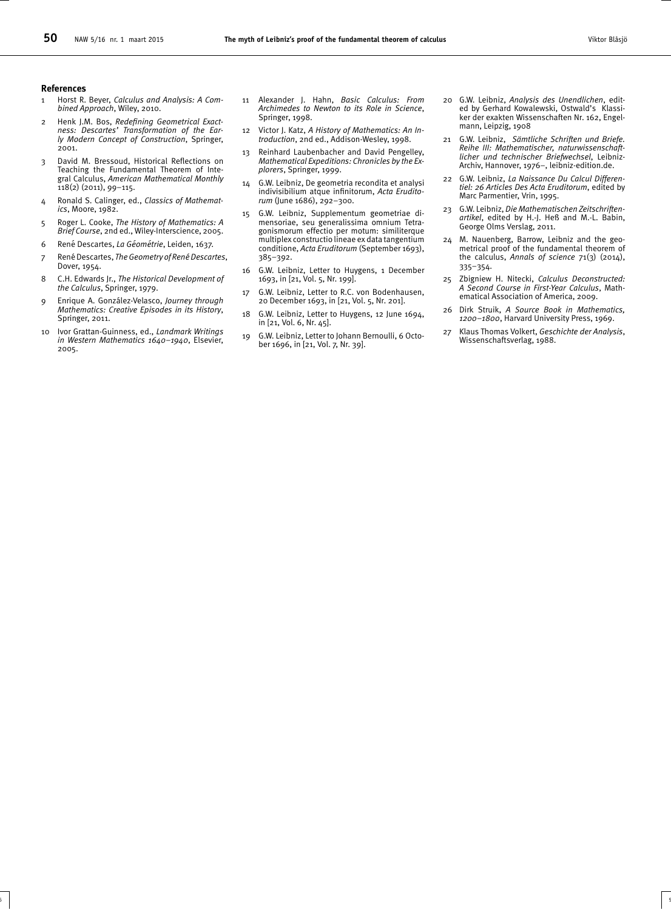## References

1. Horst R. Beyer, *Calculus and Analysis: A Combined Approach*, Wiley, 2010.
2. Henk J.M. Bos, *Redefining Geometrical Exactness: Descartes' Transformation of the Early Modern Concept of Construction*, Springer, 2001.
3. David M. Bressoud, Historical Reflections on Teaching the Fundamental Theorem of Integral Calculus, *American Mathematical Monthly* 118(2) (2011), 99–115.
4. Ronald S. Calinger, ed., *Classics of Mathematics*, Moore, 1982.
5. Roger L. Cooke, *The History of Mathematics: A Brief Course*, 2nd ed., Wiley-Interscience, 2005.
6. René Descartes, *La Géométrie*, Leiden, 1637.
7. René Descartes, *The Geometry of René Descartes*, Dover, 1954.
8. C.H. Edwards Jr., *The Historical Development of the Calculus*, Springer, 1979.
9. Enrique A. González-Velasco, *Journey through Mathematics: Creative Episodes in its History*, Springer, 2011.
10. Ivor Grattan-Guinness, ed., *Landmark Writings in Western Mathematics 1640–1940*, Elsevier, 2005.
11. Alexander J. Hahn, *Basic Calculus: From Archimedes to Newton to its Role in Science*, Springer, 1998.
12. Victor J. Katz, *A History of Mathematics: An Introduction*, 2nd ed., Addison-Wesley, 1998.
13. Reinhard Laubenbacher and David Pengelley, *Mathematical Expeditions: Chronicles by the Explorers*, Springer, 1999.
14. G.W. Leibniz, De geometria recondita et analysi indivisibilium atque infinitorum, *Acta Eruditorum* (June 1686), 292–300.
15. G.W. Leibniz, Supplementum geometriae dimensoriae, seu generalissima omnium Tetragonismorum effectio per motum: similiterque multiplex constructio lineae ex data tangentium conditione, *Acta Eruditorum* (September 1693), 385–392.
16. G.W. Leibniz, Letter to Huygens, 1 December 1693, in [21, Vol. 5, Nr. 199].
17. G.W. Leibniz, Letter to R.C. von Bodenhausen, 20 December 1693, in [21, Vol. 5, Nr. 201].
18. G.W. Leibniz, Letter to Huygens, 12 June 1694, in [21, Vol. 6, Nr. 45].
19. G.W. Leibniz, Letter to Johann Bernoulli, 6 October 1696, in [21, Vol. 7, Nr. 39].
20. G.W. Leibniz, *Analysis des Unendlichen*, edited by Gerhard Kowalewski, Ostwald's Klassiker der exakten Wissenschaften Nr. 162, Engelmann, Leipzig, 1908
21. G.W. Leibniz, *Sämtliche Schriften und Briefe. Reihe III: Mathematischer, naturwissenschaftlicher und technischer Briefwechsel*, Leibniz-Archiv, Hannover, 1976–, leibniz-edition.de.
22. G.W. Leibniz, *La Naissance Du Calcul Differentiel: 26 Articles Des Acta Eruditorum*, edited by Marc Parmentier, Vrin, 1995.
23. G.W. Leibniz, *Die Mathematischen Zeitschriftenartikel*, edited by H.-J. Heß and M.-L. Babin, George Olms Verslag, 2011.
24. M. Nauenberg, Barrow, Leibniz and the geometrical proof of the fundamental theorem of the calculus, *Annals of science* 71(3) (2014), 335–354.
25. Zbigniew H. Nitecki, *Calculus Deconstructed: A Second Course in First-Year Calculus*, Mathematical Association of America, 2009.
26. Dirk Struik, *A Source Book in Mathematics, 1200–1800*, Harvard University Press, 1969.
27. Klaus Thomas Volkert, *Geschichte der Analysis*, Wissenschaftsverlag, 1988.